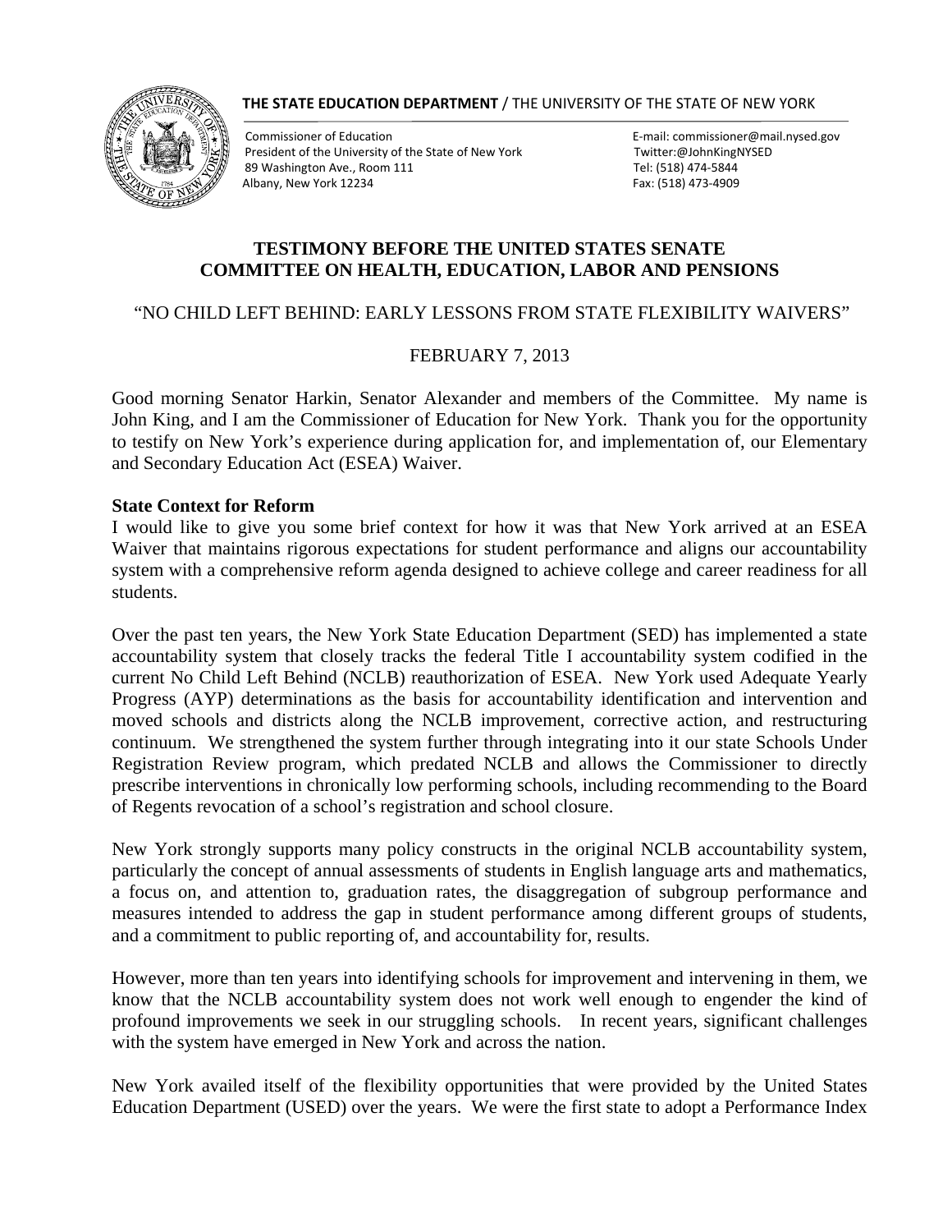**THE STATE EDUCATION DEPARTMENT** / THE UNIVERSITY OF THE STATE OF NEW YORK

Commissioner of Education
President of the University of the State of New York
89 Washington Ave., Room 111
Albany, New York 12234

E-mail: commissioner@mail.nysed.gov
Twitter:@JohnKingNYSED
Tel: (518) 474-5844
Fax: (518) 473-4909

# TESTIMONY BEFORE THE UNITED STATES SENATE COMMITTEE ON HEALTH, EDUCATION, LABOR AND PENSIONS

"NO CHILD LEFT BEHIND: EARLY LESSONS FROM STATE FLEXIBILITY WAIVERS"

FEBRUARY 7, 2013

Good morning Senator Harkin, Senator Alexander and members of the Committee. My name is John King, and I am the Commissioner of Education for New York. Thank you for the opportunity to testify on New York's experience during application for, and implementation of, our Elementary and Secondary Education Act (ESEA) Waiver.

**State Context for Reform**

I would like to give you some brief context for how it was that New York arrived at an ESEA Waiver that maintains rigorous expectations for student performance and aligns our accountability system with a comprehensive reform agenda designed to achieve college and career readiness for all students.

Over the past ten years, the New York State Education Department (SED) has implemented a state accountability system that closely tracks the federal Title I accountability system codified in the current No Child Left Behind (NCLB) reauthorization of ESEA. New York used Adequate Yearly Progress (AYP) determinations as the basis for accountability identification and intervention and moved schools and districts along the NCLB improvement, corrective action, and restructuring continuum. We strengthened the system further through integrating into it our state Schools Under Registration Review program, which predated NCLB and allows the Commissioner to directly prescribe interventions in chronically low performing schools, including recommending to the Board of Regents revocation of a school's registration and school closure.

New York strongly supports many policy constructs in the original NCLB accountability system, particularly the concept of annual assessments of students in English language arts and mathematics, a focus on, and attention to, graduation rates, the disaggregation of subgroup performance and measures intended to address the gap in student performance among different groups of students, and a commitment to public reporting of, and accountability for, results.

However, more than ten years into identifying schools for improvement and intervening in them, we know that the NCLB accountability system does not work well enough to engender the kind of profound improvements we seek in our struggling schools. In recent years, significant challenges with the system have emerged in New York and across the nation.

New York availed itself of the flexibility opportunities that were provided by the United States Education Department (USED) over the years. We were the first state to adopt a Performance Index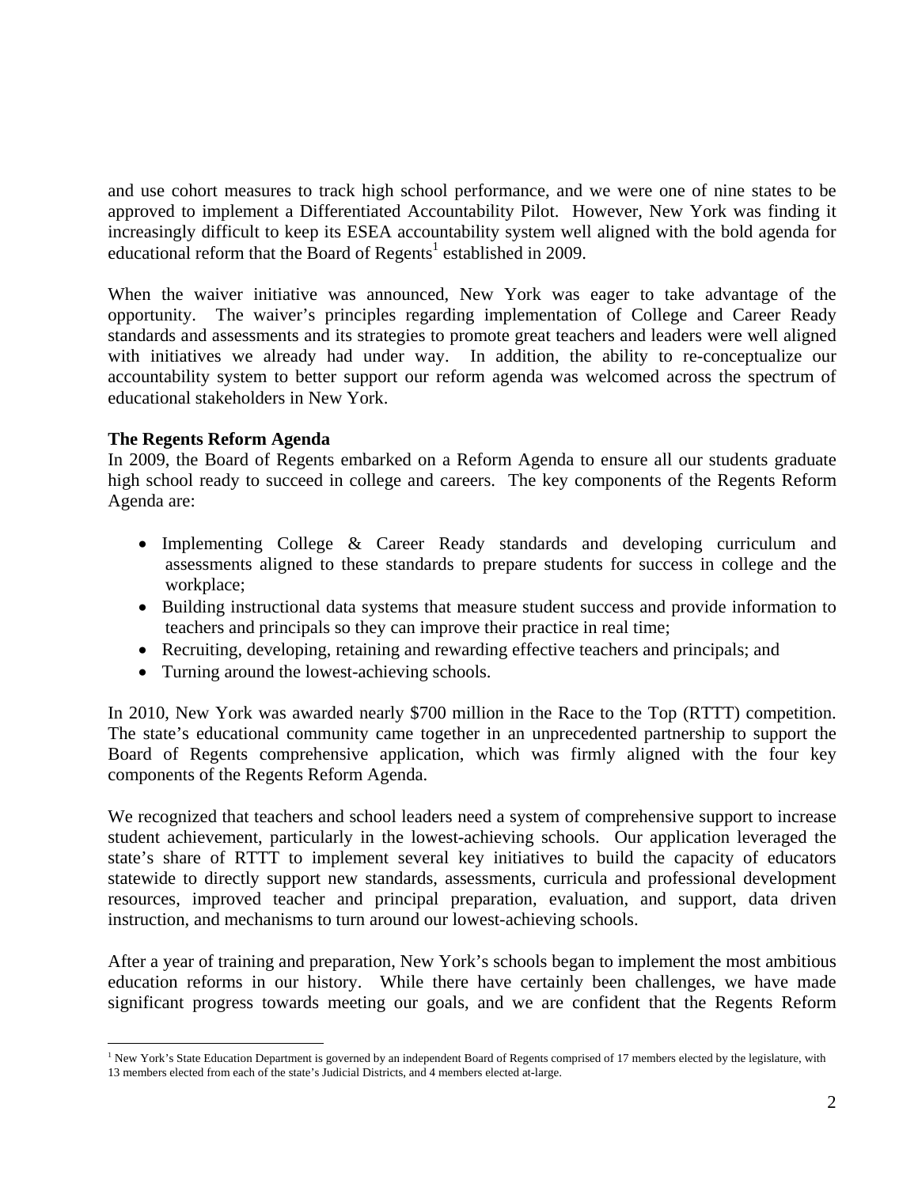and use cohort measures to track high school performance, and we were one of nine states to be approved to implement a Differentiated Accountability Pilot. However, New York was finding it increasingly difficult to keep its ESEA accountability system well aligned with the bold agenda for educational reform that the Board of Regents[1] established in 2009.

When the waiver initiative was announced, New York was eager to take advantage of the opportunity. The waiver's principles regarding implementation of College and Career Ready standards and assessments and its strategies to promote great teachers and leaders were well aligned with initiatives we already had under way. In addition, the ability to re-conceptualize our accountability system to better support our reform agenda was welcomed across the spectrum of educational stakeholders in New York.

**The Regents Reform Agenda**

In 2009, the Board of Regents embarked on a Reform Agenda to ensure all our students graduate high school ready to succeed in college and careers. The key components of the Regents Reform Agenda are:

- Implementing College & Career Ready standards and developing curriculum and assessments aligned to these standards to prepare students for success in college and the workplace;
- Building instructional data systems that measure student success and provide information to teachers and principals so they can improve their practice in real time;
- Recruiting, developing, retaining and rewarding effective teachers and principals; and
- Turning around the lowest-achieving schools.

In 2010, New York was awarded nearly $700 million in the Race to the Top (RTTT) competition. The state's educational community came together in an unprecedented partnership to support the Board of Regents comprehensive application, which was firmly aligned with the four key components of the Regents Reform Agenda.

We recognized that teachers and school leaders need a system of comprehensive support to increase student achievement, particularly in the lowest-achieving schools. Our application leveraged the state's share of RTTT to implement several key initiatives to build the capacity of educators statewide to directly support new standards, assessments, curricula and professional development resources, improved teacher and principal preparation, evaluation, and support, data driven instruction, and mechanisms to turn around our lowest-achieving schools.

After a year of training and preparation, New York's schools began to implement the most ambitious education reforms in our history. While there have certainly been challenges, we have made significant progress towards meeting our goals, and we are confident that the Regents Reform

[1] New York's State Education Department is governed by an independent Board of Regents comprised of 17 members elected by the legislature, with 13 members elected from each of the state's Judicial Districts, and 4 members elected at-large.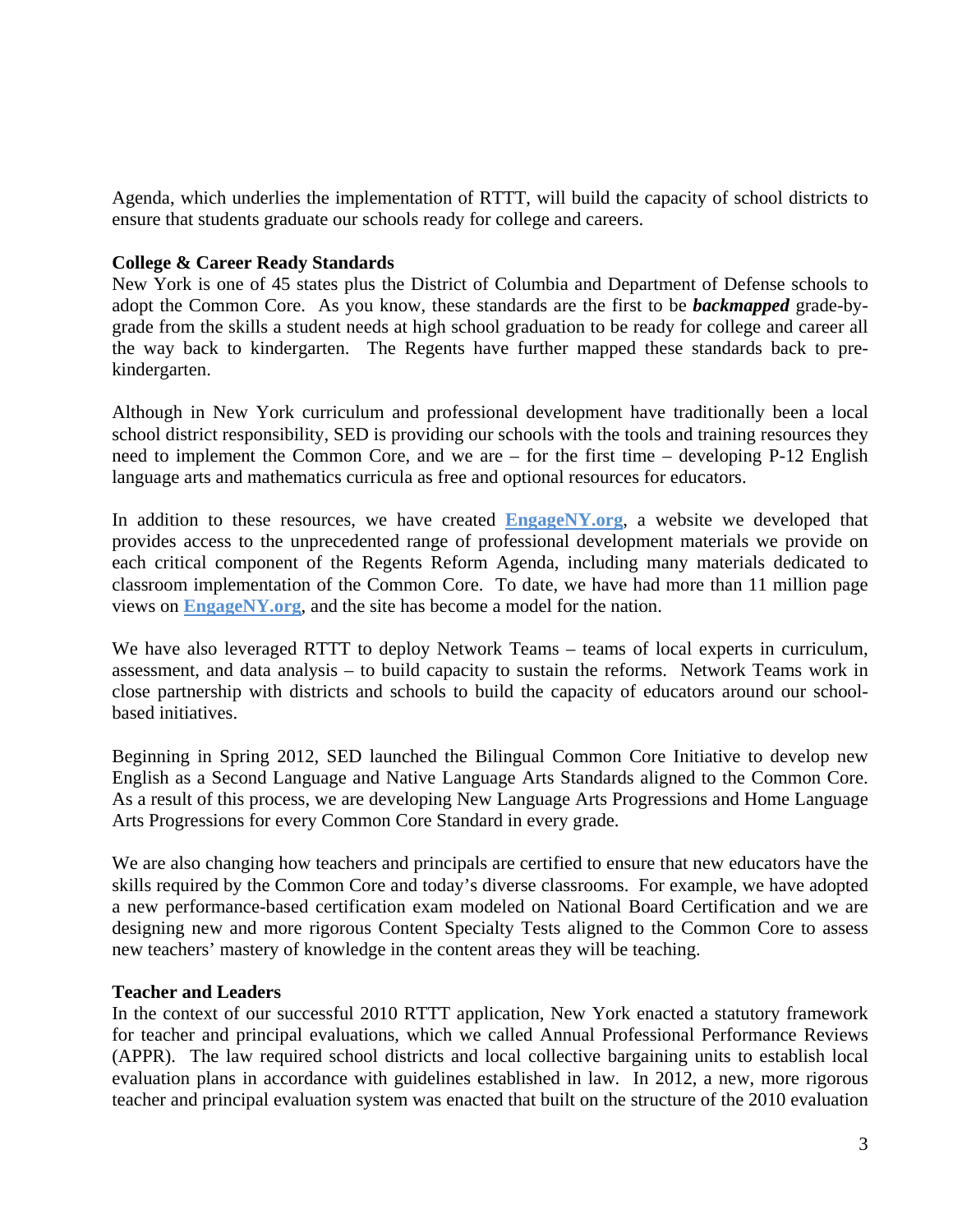Agenda, which underlies the implementation of RTTT, will build the capacity of school districts to ensure that students graduate our schools ready for college and careers.

**College & Career Ready Standards**

New York is one of 45 states plus the District of Columbia and Department of Defense schools to adopt the Common Core. As you know, these standards are the first to be ***backmapped*** grade-by-grade from the skills a student needs at high school graduation to be ready for college and career all the way back to kindergarten. The Regents have further mapped these standards back to pre-kindergarten.

Although in New York curriculum and professional development have traditionally been a local school district responsibility, SED is providing our schools with the tools and training resources they need to implement the Common Core, and we are – for the first time – developing P-12 English language arts and mathematics curricula as free and optional resources for educators.

In addition to these resources, we have created **EngageNY.org**, a website we developed that provides access to the unprecedented range of professional development materials we provide on each critical component of the Regents Reform Agenda, including many materials dedicated to classroom implementation of the Common Core. To date, we have had more than 11 million page views on **EngageNY.org**, and the site has become a model for the nation.

We have also leveraged RTTT to deploy Network Teams – teams of local experts in curriculum, assessment, and data analysis – to build capacity to sustain the reforms. Network Teams work in close partnership with districts and schools to build the capacity of educators around our school-based initiatives.

Beginning in Spring 2012, SED launched the Bilingual Common Core Initiative to develop new English as a Second Language and Native Language Arts Standards aligned to the Common Core. As a result of this process, we are developing New Language Arts Progressions and Home Language Arts Progressions for every Common Core Standard in every grade.

We are also changing how teachers and principals are certified to ensure that new educators have the skills required by the Common Core and today's diverse classrooms. For example, we have adopted a new performance-based certification exam modeled on National Board Certification and we are designing new and more rigorous Content Specialty Tests aligned to the Common Core to assess new teachers' mastery of knowledge in the content areas they will be teaching.

**Teacher and Leaders**

In the context of our successful 2010 RTTT application, New York enacted a statutory framework for teacher and principal evaluations, which we called Annual Professional Performance Reviews (APPR). The law required school districts and local collective bargaining units to establish local evaluation plans in accordance with guidelines established in law. In 2012, a new, more rigorous teacher and principal evaluation system was enacted that built on the structure of the 2010 evaluation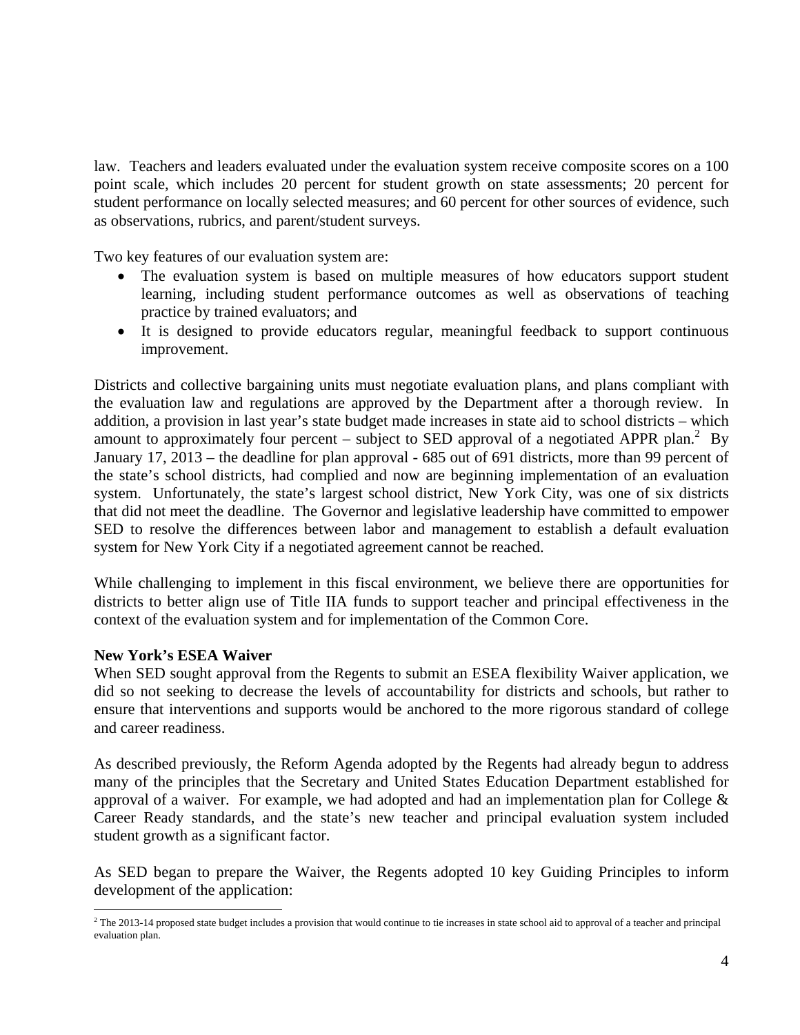law. Teachers and leaders evaluated under the evaluation system receive composite scores on a 100 point scale, which includes 20 percent for student growth on state assessments; 20 percent for student performance on locally selected measures; and 60 percent for other sources of evidence, such as observations, rubrics, and parent/student surveys.

Two key features of our evaluation system are:

- The evaluation system is based on multiple measures of how educators support student learning, including student performance outcomes as well as observations of teaching practice by trained evaluators; and
- It is designed to provide educators regular, meaningful feedback to support continuous improvement.

Districts and collective bargaining units must negotiate evaluation plans, and plans compliant with the evaluation law and regulations are approved by the Department after a thorough review. In addition, a provision in last year's state budget made increases in state aid to school districts – which amount to approximately four percent – subject to SED approval of a negotiated APPR plan.[2] By January 17, 2013 – the deadline for plan approval - 685 out of 691 districts, more than 99 percent of the state's school districts, had complied and now are beginning implementation of an evaluation system. Unfortunately, the state's largest school district, New York City, was one of six districts that did not meet the deadline. The Governor and legislative leadership have committed to empower SED to resolve the differences between labor and management to establish a default evaluation system for New York City if a negotiated agreement cannot be reached.

While challenging to implement in this fiscal environment, we believe there are opportunities for districts to better align use of Title IIA funds to support teacher and principal effectiveness in the context of the evaluation system and for implementation of the Common Core.

**New York's ESEA Waiver**

When SED sought approval from the Regents to submit an ESEA flexibility Waiver application, we did so not seeking to decrease the levels of accountability for districts and schools, but rather to ensure that interventions and supports would be anchored to the more rigorous standard of college and career readiness.

As described previously, the Reform Agenda adopted by the Regents had already begun to address many of the principles that the Secretary and United States Education Department established for approval of a waiver. For example, we had adopted and had an implementation plan for College & Career Ready standards, and the state's new teacher and principal evaluation system included student growth as a significant factor.

As SED began to prepare the Waiver, the Regents adopted 10 key Guiding Principles to inform development of the application:

[2] The 2013-14 proposed state budget includes a provision that would continue to tie increases in state school aid to approval of a teacher and principal evaluation plan.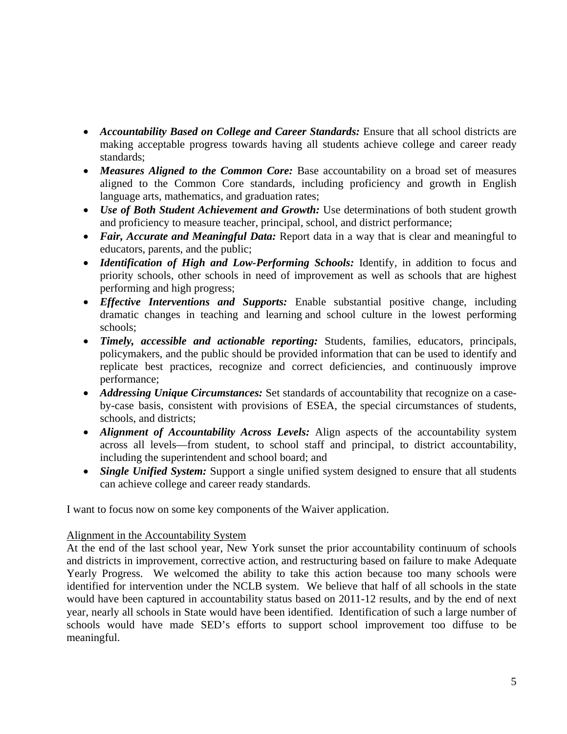- ***Accountability Based on College and Career Standards:*** Ensure that all school districts are making acceptable progress towards having all students achieve college and career ready standards;
- ***Measures Aligned to the Common Core:*** Base accountability on a broad set of measures aligned to the Common Core standards, including proficiency and growth in English language arts, mathematics, and graduation rates;
- ***Use of Both Student Achievement and Growth:*** Use determinations of both student growth and proficiency to measure teacher, principal, school, and district performance;
- ***Fair, Accurate and Meaningful Data:*** Report data in a way that is clear and meaningful to educators, parents, and the public;
- ***Identification of High and Low-Performing Schools:*** Identify, in addition to focus and priority schools, other schools in need of improvement as well as schools that are highest performing and high progress;
- ***Effective Interventions and Supports:*** Enable substantial positive change, including dramatic changes in teaching and learning and school culture in the lowest performing schools;
- ***Timely, accessible and actionable reporting:*** Students, families, educators, principals, policymakers, and the public should be provided information that can be used to identify and replicate best practices, recognize and correct deficiencies, and continuously improve performance;
- ***Addressing Unique Circumstances:*** Set standards of accountability that recognize on a case-by-case basis, consistent with provisions of ESEA, the special circumstances of students, schools, and districts;
- ***Alignment of Accountability Across Levels:*** Align aspects of the accountability system across all levels—from student, to school staff and principal, to district accountability, including the superintendent and school board; and
- ***Single Unified System:*** Support a single unified system designed to ensure that all students can achieve college and career ready standards.

I want to focus now on some key components of the Waiver application.

<u>Alignment in the Accountability System</u>

At the end of the last school year, New York sunset the prior accountability continuum of schools and districts in improvement, corrective action, and restructuring based on failure to make Adequate Yearly Progress. We welcomed the ability to take this action because too many schools were identified for intervention under the NCLB system. We believe that half of all schools in the state would have been captured in accountability status based on 2011-12 results, and by the end of next year, nearly all schools in State would have been identified. Identification of such a large number of schools would have made SED's efforts to support school improvement too diffuse to be meaningful.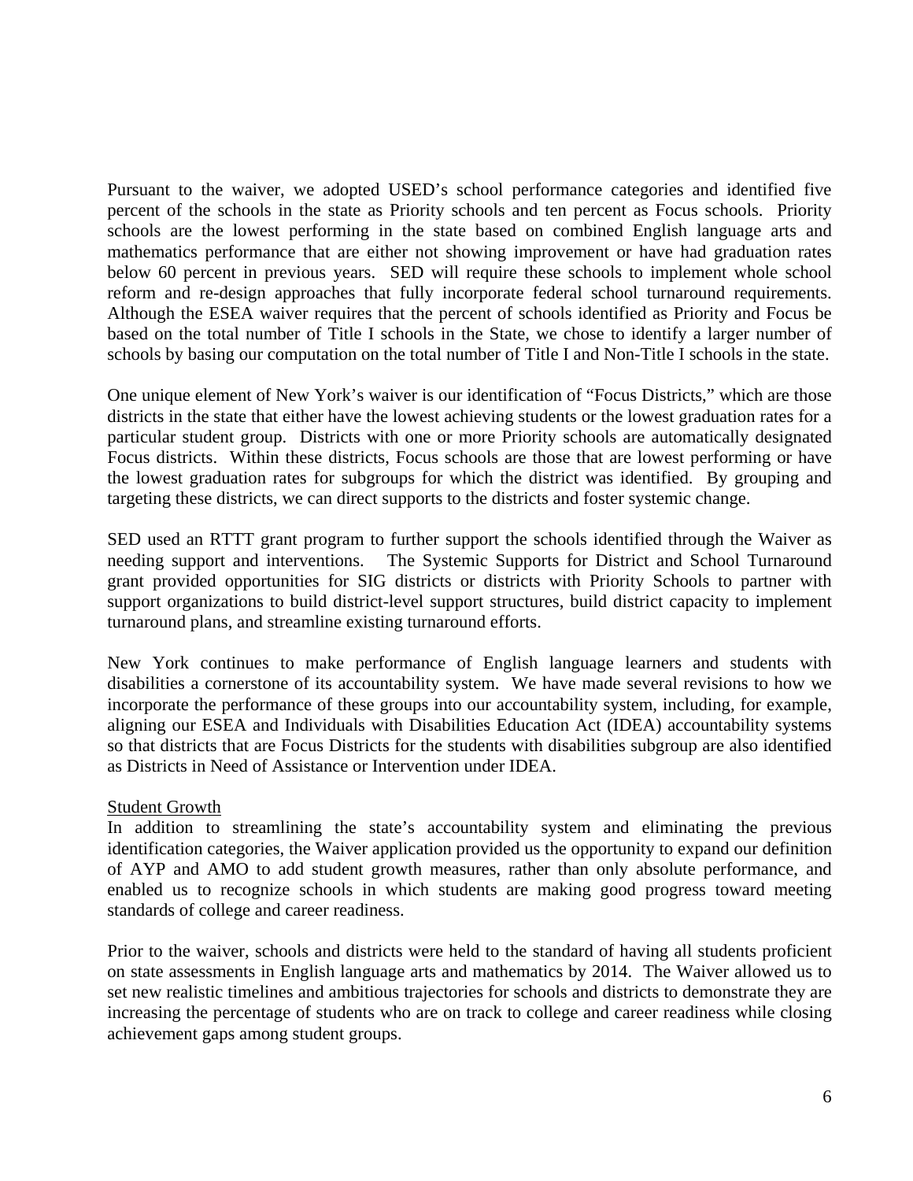Pursuant to the waiver, we adopted USED's school performance categories and identified five percent of the schools in the state as Priority schools and ten percent as Focus schools. Priority schools are the lowest performing in the state based on combined English language arts and mathematics performance that are either not showing improvement or have had graduation rates below 60 percent in previous years. SED will require these schools to implement whole school reform and re-design approaches that fully incorporate federal school turnaround requirements. Although the ESEA waiver requires that the percent of schools identified as Priority and Focus be based on the total number of Title I schools in the State, we chose to identify a larger number of schools by basing our computation on the total number of Title I and Non-Title I schools in the state.

One unique element of New York's waiver is our identification of "Focus Districts," which are those districts in the state that either have the lowest achieving students or the lowest graduation rates for a particular student group. Districts with one or more Priority schools are automatically designated Focus districts. Within these districts, Focus schools are those that are lowest performing or have the lowest graduation rates for subgroups for which the district was identified. By grouping and targeting these districts, we can direct supports to the districts and foster systemic change.

SED used an RTTT grant program to further support the schools identified through the Waiver as needing support and interventions. The Systemic Supports for District and School Turnaround grant provided opportunities for SIG districts or districts with Priority Schools to partner with support organizations to build district-level support structures, build district capacity to implement turnaround plans, and streamline existing turnaround efforts.

New York continues to make performance of English language learners and students with disabilities a cornerstone of its accountability system. We have made several revisions to how we incorporate the performance of these groups into our accountability system, including, for example, aligning our ESEA and Individuals with Disabilities Education Act (IDEA) accountability systems so that districts that are Focus Districts for the students with disabilities subgroup are also identified as Districts in Need of Assistance or Intervention under IDEA.

<u>Student Growth</u>

In addition to streamlining the state's accountability system and eliminating the previous identification categories, the Waiver application provided us the opportunity to expand our definition of AYP and AMO to add student growth measures, rather than only absolute performance, and enabled us to recognize schools in which students are making good progress toward meeting standards of college and career readiness.

Prior to the waiver, schools and districts were held to the standard of having all students proficient on state assessments in English language arts and mathematics by 2014. The Waiver allowed us to set new realistic timelines and ambitious trajectories for schools and districts to demonstrate they are increasing the percentage of students who are on track to college and career readiness while closing achievement gaps among student groups.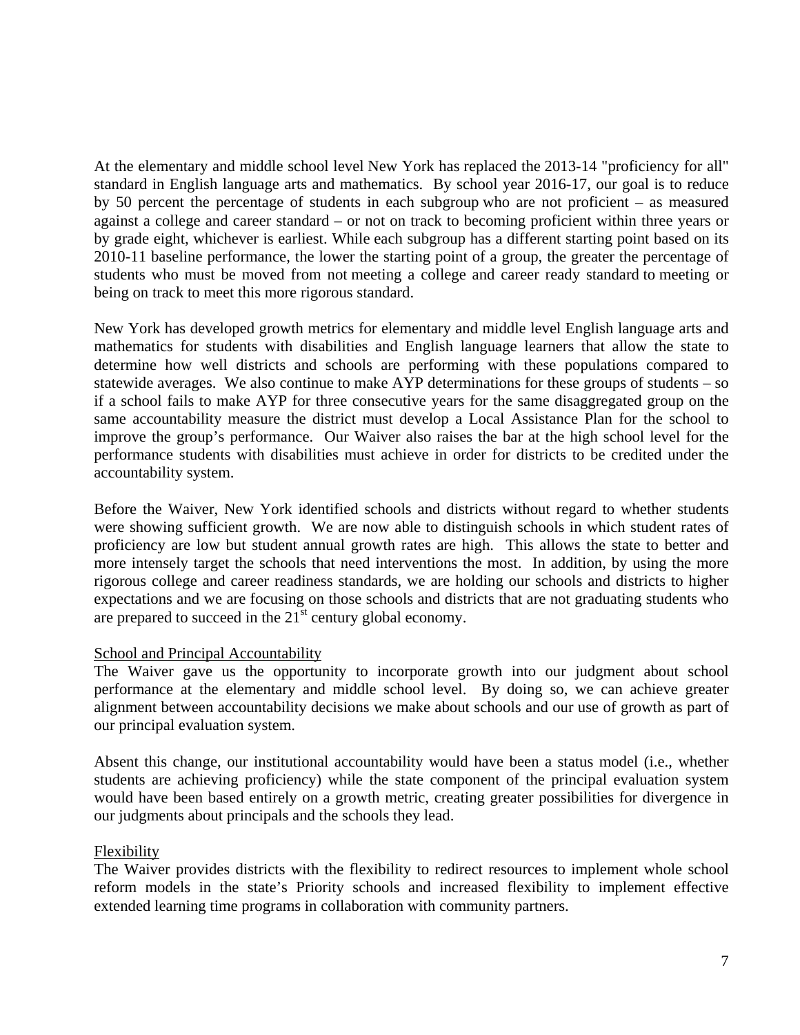At the elementary and middle school level New York has replaced the 2013-14 "proficiency for all" standard in English language arts and mathematics. By school year 2016-17, our goal is to reduce by 50 percent the percentage of students in each subgroup who are not proficient – as measured against a college and career standard – or not on track to becoming proficient within three years or by grade eight, whichever is earliest. While each subgroup has a different starting point based on its 2010-11 baseline performance, the lower the starting point of a group, the greater the percentage of students who must be moved from not meeting a college and career ready standard to meeting or being on track to meet this more rigorous standard.

New York has developed growth metrics for elementary and middle level English language arts and mathematics for students with disabilities and English language learners that allow the state to determine how well districts and schools are performing with these populations compared to statewide averages. We also continue to make AYP determinations for these groups of students – so if a school fails to make AYP for three consecutive years for the same disaggregated group on the same accountability measure the district must develop a Local Assistance Plan for the school to improve the group's performance. Our Waiver also raises the bar at the high school level for the performance students with disabilities must achieve in order for districts to be credited under the accountability system.

Before the Waiver, New York identified schools and districts without regard to whether students were showing sufficient growth. We are now able to distinguish schools in which student rates of proficiency are low but student annual growth rates are high. This allows the state to better and more intensely target the schools that need interventions the most. In addition, by using the more rigorous college and career readiness standards, we are holding our schools and districts to higher expectations and we are focusing on those schools and districts that are not graduating students who are prepared to succeed in the 21st century global economy.

School and Principal Accountability

The Waiver gave us the opportunity to incorporate growth into our judgment about school performance at the elementary and middle school level. By doing so, we can achieve greater alignment between accountability decisions we make about schools and our use of growth as part of our principal evaluation system.

Absent this change, our institutional accountability would have been a status model (i.e., whether students are achieving proficiency) while the state component of the principal evaluation system would have been based entirely on a growth metric, creating greater possibilities for divergence in our judgments about principals and the schools they lead.

Flexibility

The Waiver provides districts with the flexibility to redirect resources to implement whole school reform models in the state's Priority schools and increased flexibility to implement effective extended learning time programs in collaboration with community partners.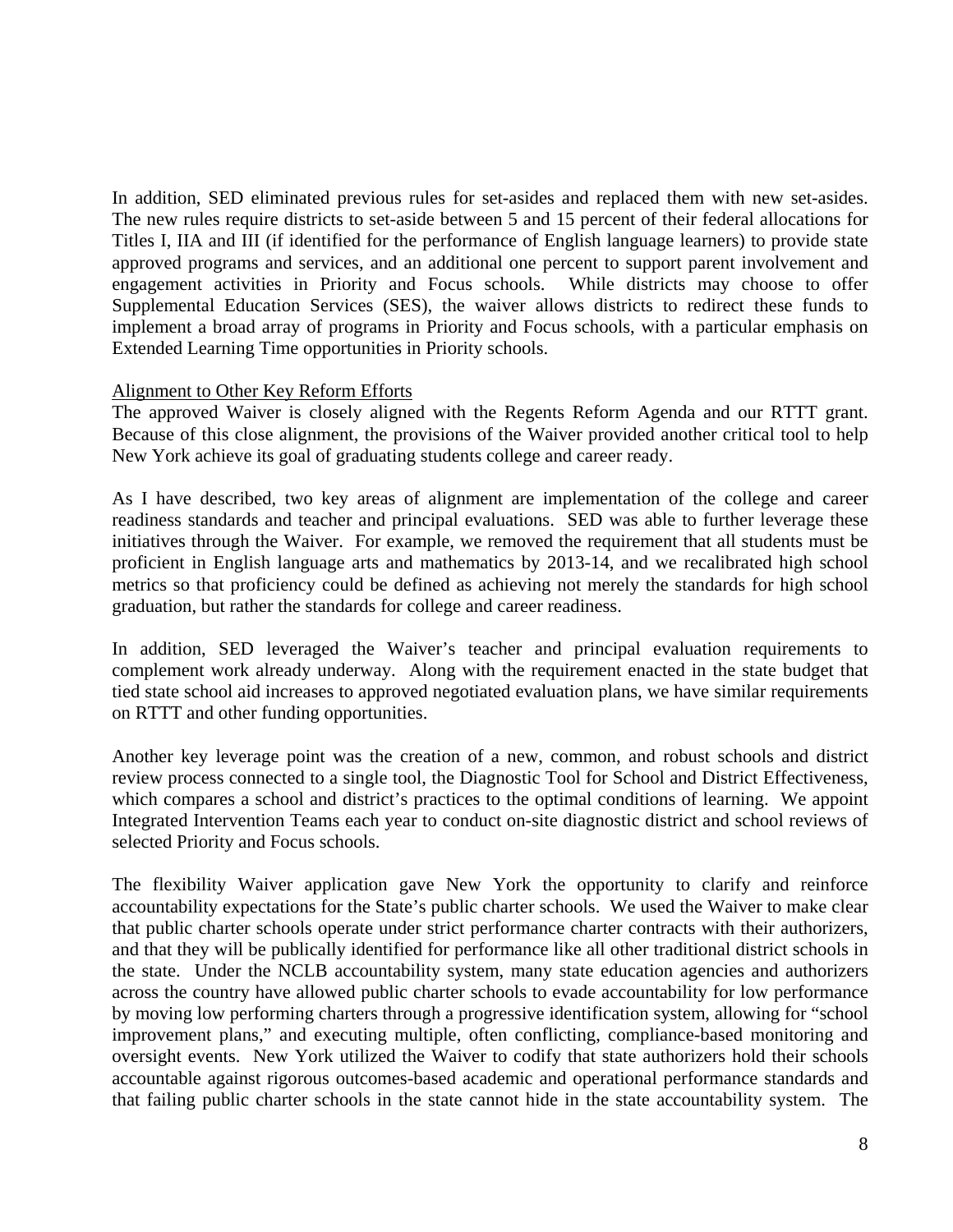In addition, SED eliminated previous rules for set-asides and replaced them with new set-asides. The new rules require districts to set-aside between 5 and 15 percent of their federal allocations for Titles I, IIA and III (if identified for the performance of English language learners) to provide state approved programs and services, and an additional one percent to support parent involvement and engagement activities in Priority and Focus schools. While districts may choose to offer Supplemental Education Services (SES), the waiver allows districts to redirect these funds to implement a broad array of programs in Priority and Focus schools, with a particular emphasis on Extended Learning Time opportunities in Priority schools.

Alignment to Other Key Reform Efforts

The approved Waiver is closely aligned with the Regents Reform Agenda and our RTTT grant. Because of this close alignment, the provisions of the Waiver provided another critical tool to help New York achieve its goal of graduating students college and career ready.

As I have described, two key areas of alignment are implementation of the college and career readiness standards and teacher and principal evaluations. SED was able to further leverage these initiatives through the Waiver. For example, we removed the requirement that all students must be proficient in English language arts and mathematics by 2013-14, and we recalibrated high school metrics so that proficiency could be defined as achieving not merely the standards for high school graduation, but rather the standards for college and career readiness.

In addition, SED leveraged the Waiver's teacher and principal evaluation requirements to complement work already underway. Along with the requirement enacted in the state budget that tied state school aid increases to approved negotiated evaluation plans, we have similar requirements on RTTT and other funding opportunities.

Another key leverage point was the creation of a new, common, and robust schools and district review process connected to a single tool, the Diagnostic Tool for School and District Effectiveness, which compares a school and district's practices to the optimal conditions of learning. We appoint Integrated Intervention Teams each year to conduct on-site diagnostic district and school reviews of selected Priority and Focus schools.

The flexibility Waiver application gave New York the opportunity to clarify and reinforce accountability expectations for the State's public charter schools. We used the Waiver to make clear that public charter schools operate under strict performance charter contracts with their authorizers, and that they will be publically identified for performance like all other traditional district schools in the state. Under the NCLB accountability system, many state education agencies and authorizers across the country have allowed public charter schools to evade accountability for low performance by moving low performing charters through a progressive identification system, allowing for "school improvement plans," and executing multiple, often conflicting, compliance-based monitoring and oversight events. New York utilized the Waiver to codify that state authorizers hold their schools accountable against rigorous outcomes-based academic and operational performance standards and that failing public charter schools in the state cannot hide in the state accountability system. The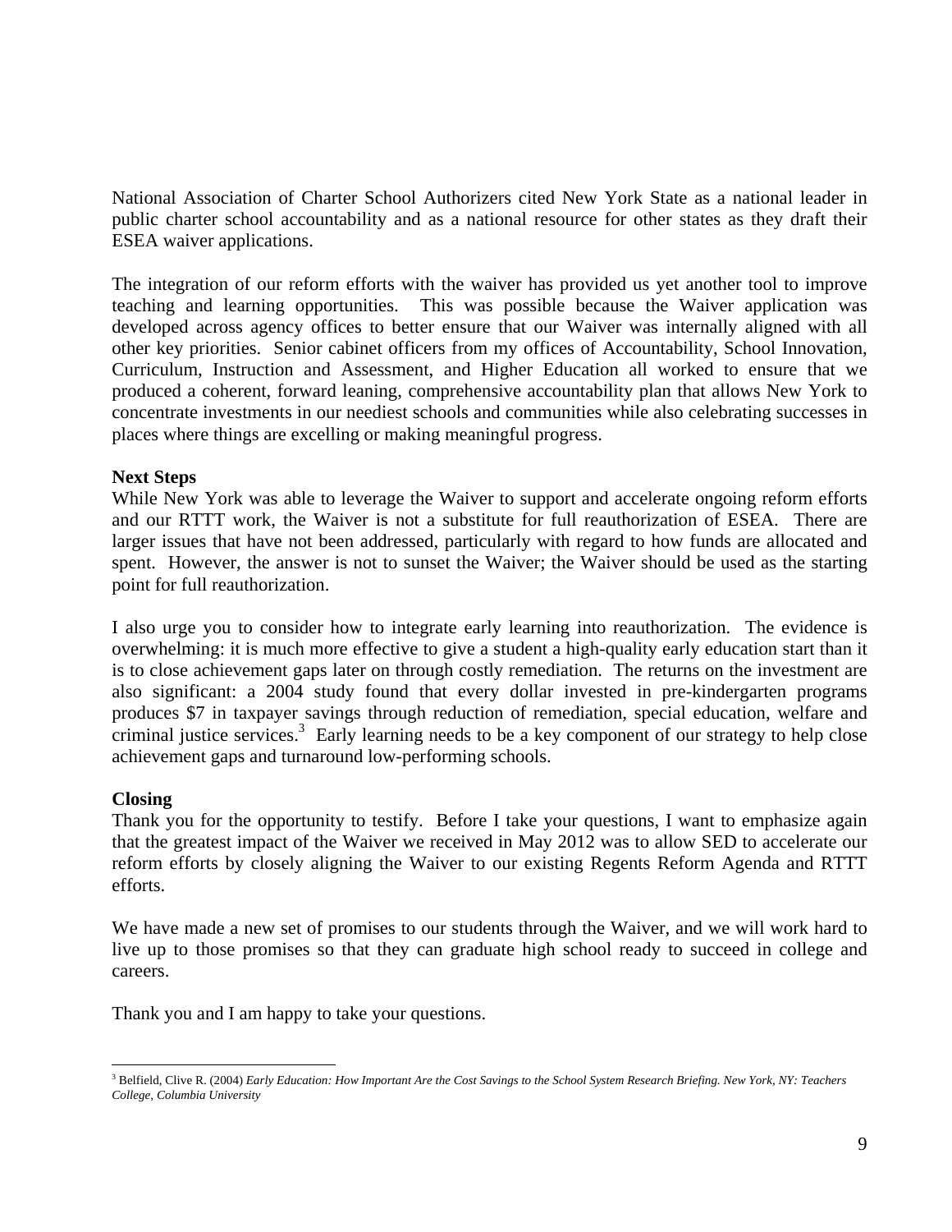National Association of Charter School Authorizers cited New York State as a national leader in public charter school accountability and as a national resource for other states as they draft their ESEA waiver applications.

The integration of our reform efforts with the waiver has provided us yet another tool to improve teaching and learning opportunities. This was possible because the Waiver application was developed across agency offices to better ensure that our Waiver was internally aligned with all other key priorities. Senior cabinet officers from my offices of Accountability, School Innovation, Curriculum, Instruction and Assessment, and Higher Education all worked to ensure that we produced a coherent, forward leaning, comprehensive accountability plan that allows New York to concentrate investments in our neediest schools and communities while also celebrating successes in places where things are excelling or making meaningful progress.

**Next Steps**

While New York was able to leverage the Waiver to support and accelerate ongoing reform efforts and our RTTT work, the Waiver is not a substitute for full reauthorization of ESEA. There are larger issues that have not been addressed, particularly with regard to how funds are allocated and spent. However, the answer is not to sunset the Waiver; the Waiver should be used as the starting point for full reauthorization.

I also urge you to consider how to integrate early learning into reauthorization. The evidence is overwhelming: it is much more effective to give a student a high-quality early education start than it is to close achievement gaps later on through costly remediation. The returns on the investment are also significant: a 2004 study found that every dollar invested in pre-kindergarten programs produces $7 in taxpayer savings through reduction of remediation, special education, welfare and criminal justice services.[3] Early learning needs to be a key component of our strategy to help close achievement gaps and turnaround low-performing schools.

**Closing**

Thank you for the opportunity to testify. Before I take your questions, I want to emphasize again that the greatest impact of the Waiver we received in May 2012 was to allow SED to accelerate our reform efforts by closely aligning the Waiver to our existing Regents Reform Agenda and RTTT efforts.

We have made a new set of promises to our students through the Waiver, and we will work hard to live up to those promises so that they can graduate high school ready to succeed in college and careers.

Thank you and I am happy to take your questions.

---

[3] Belfield, Clive R. (2004) *Early Education: How Important Are the Cost Savings to the School System Research Briefing. New York, NY: Teachers College, Columbia University*